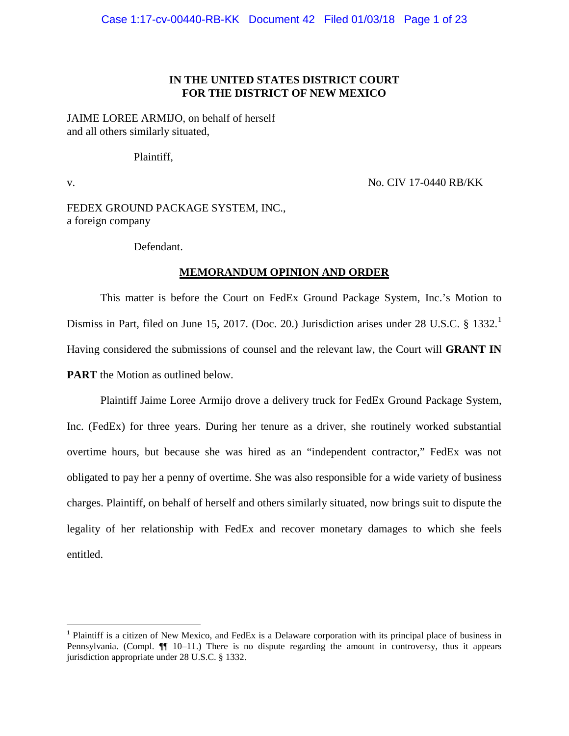**IN THE UNITED STATES DISTRICT COURT**
**FOR THE DISTRICT OF NEW MEXICO**

JAIME LOREE ARMIJO, on behalf of herself
and all others similarly situated,

Plaintiff,

v. No. CIV 17-0440 RB/KK

FEDEX GROUND PACKAGE SYSTEM, INC.,
a foreign company

Defendant.

**MEMORANDUM OPINION AND ORDER**

This matter is before the Court on FedEx Ground Package System, Inc.'s Motion to Dismiss in Part, filed on June 15, 2017. (Doc. 20.) Jurisdiction arises under 28 U.S.C. § 1332.[1] Having considered the submissions of counsel and the relevant law, the Court will **GRANT IN PART** the Motion as outlined below.

Plaintiff Jaime Loree Armijo drove a delivery truck for FedEx Ground Package System, Inc. (FedEx) for three years. During her tenure as a driver, she routinely worked substantial overtime hours, but because she was hired as an "independent contractor," FedEx was not obligated to pay her a penny of overtime. She was also responsible for a wide variety of business charges. Plaintiff, on behalf of herself and others similarly situated, now brings suit to dispute the legality of her relationship with FedEx and recover monetary damages to which she feels entitled.

[1] Plaintiff is a citizen of New Mexico, and FedEx is a Delaware corporation with its principal place of business in Pennsylvania. (Compl. ¶¶ 10–11.) There is no dispute regarding the amount in controversy, thus it appears jurisdiction appropriate under 28 U.S.C. § 1332.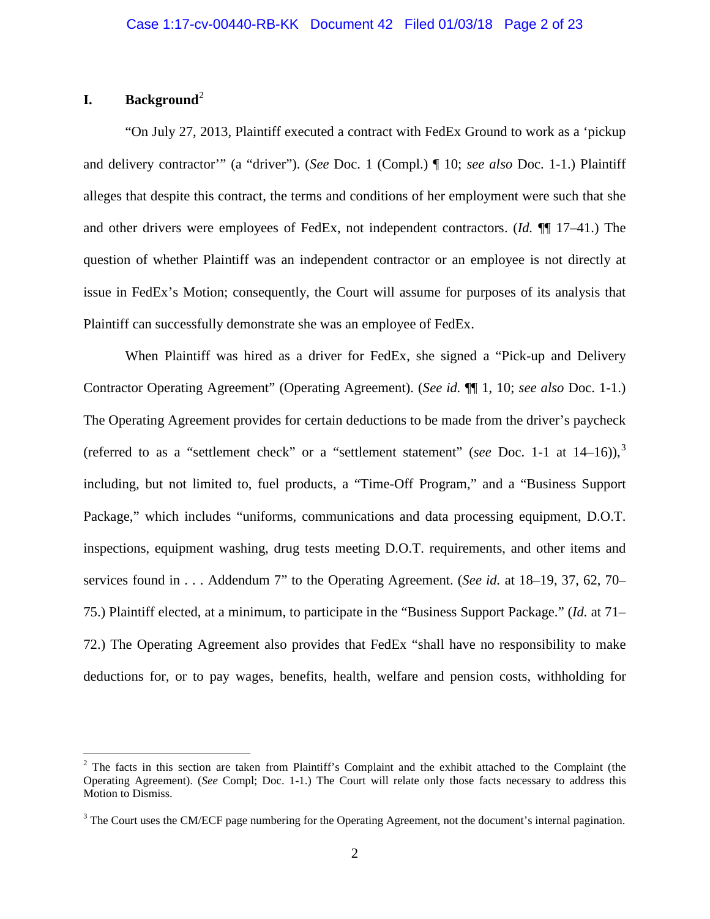## I. Background[2]

"On July 27, 2013, Plaintiff executed a contract with FedEx Ground to work as a 'pickup and delivery contractor'" (a "driver"). (*See* Doc. 1 (Compl.) ¶ 10; *see also* Doc. 1-1.) Plaintiff alleges that despite this contract, the terms and conditions of her employment were such that she and other drivers were employees of FedEx, not independent contractors. (*Id.* ¶¶ 17–41.) The question of whether Plaintiff was an independent contractor or an employee is not directly at issue in FedEx's Motion; consequently, the Court will assume for purposes of its analysis that Plaintiff can successfully demonstrate she was an employee of FedEx.

When Plaintiff was hired as a driver for FedEx, she signed a "Pick-up and Delivery Contractor Operating Agreement" (Operating Agreement). (*See id.* ¶¶ 1, 10; *see also* Doc. 1-1.) The Operating Agreement provides for certain deductions to be made from the driver's paycheck (referred to as a "settlement check" or a "settlement statement" (*see* Doc. 1-1 at 14–16)),[3] including, but not limited to, fuel products, a "Time-Off Program," and a "Business Support Package," which includes "uniforms, communications and data processing equipment, D.O.T. inspections, equipment washing, drug tests meeting D.O.T. requirements, and other items and services found in . . . Addendum 7" to the Operating Agreement. (*See id.* at 18–19, 37, 62, 70–75.) Plaintiff elected, at a minimum, to participate in the "Business Support Package." (*Id.* at 71–72.) The Operating Agreement also provides that FedEx "shall have no responsibility to make deductions for, or to pay wages, benefits, health, welfare and pension costs, withholding for

---

[2] The facts in this section are taken from Plaintiff's Complaint and the exhibit attached to the Complaint (the Operating Agreement). (*See* Compl; Doc. 1-1.) The Court will relate only those facts necessary to address this Motion to Dismiss.

[3] The Court uses the CM/ECF page numbering for the Operating Agreement, not the document's internal pagination.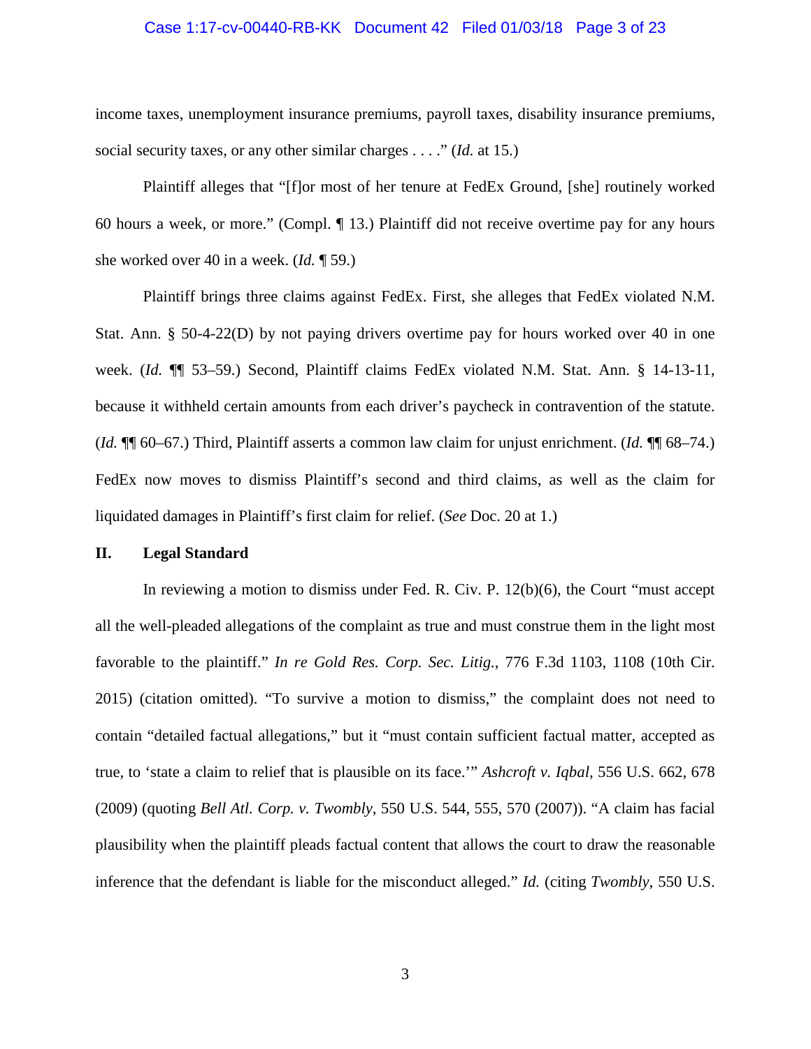income taxes, unemployment insurance premiums, payroll taxes, disability insurance premiums, social security taxes, or any other similar charges . . . ." (*Id.* at 15.)

Plaintiff alleges that "[f]or most of her tenure at FedEx Ground, [she] routinely worked 60 hours a week, or more." (Compl. ¶ 13.) Plaintiff did not receive overtime pay for any hours she worked over 40 in a week. (*Id.* ¶ 59.)

Plaintiff brings three claims against FedEx. First, she alleges that FedEx violated N.M. Stat. Ann. § 50-4-22(D) by not paying drivers overtime pay for hours worked over 40 in one week. (*Id.* ¶¶ 53–59.) Second, Plaintiff claims FedEx violated N.M. Stat. Ann. § 14-13-11, because it withheld certain amounts from each driver's paycheck in contravention of the statute. (*Id.* ¶¶ 60–67.) Third, Plaintiff asserts a common law claim for unjust enrichment. (*Id.* ¶¶ 68–74.) FedEx now moves to dismiss Plaintiff's second and third claims, as well as the claim for liquidated damages in Plaintiff's first claim for relief. (*See* Doc. 20 at 1.)

## II. Legal Standard

In reviewing a motion to dismiss under Fed. R. Civ. P. 12(b)(6), the Court "must accept all the well-pleaded allegations of the complaint as true and must construe them in the light most favorable to the plaintiff." *In re Gold Res. Corp. Sec. Litig.*, 776 F.3d 1103, 1108 (10th Cir. 2015) (citation omitted). "To survive a motion to dismiss," the complaint does not need to contain "detailed factual allegations," but it "must contain sufficient factual matter, accepted as true, to 'state a claim to relief that is plausible on its face.'" *Ashcroft v. Iqbal*, 556 U.S. 662, 678 (2009) (quoting *Bell Atl. Corp. v. Twombly*, 550 U.S. 544, 555, 570 (2007)). "A claim has facial plausibility when the plaintiff pleads factual content that allows the court to draw the reasonable inference that the defendant is liable for the misconduct alleged." *Id.* (citing *Twombly*, 550 U.S.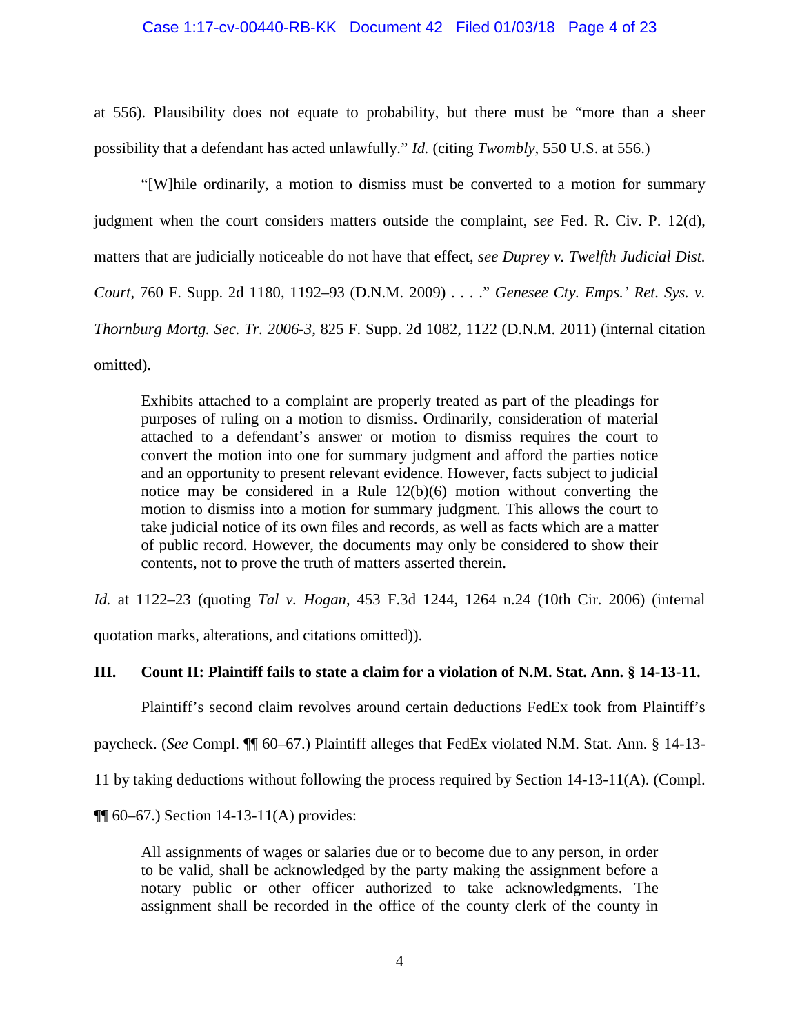at 556). Plausibility does not equate to probability, but there must be "more than a sheer possibility that a defendant has acted unlawfully." *Id.* (citing *Twombly*, 550 U.S. at 556.)

"[W]hile ordinarily, a motion to dismiss must be converted to a motion for summary judgment when the court considers matters outside the complaint, *see* Fed. R. Civ. P. 12(d), matters that are judicially noticeable do not have that effect, *see Duprey v. Twelfth Judicial Dist. Court*, 760 F. Supp. 2d 1180, 1192–93 (D.N.M. 2009) . . . ." *Genesee Cty. Emps.' Ret. Sys. v. Thornburg Mortg. Sec. Tr. 2006-3*, 825 F. Supp. 2d 1082, 1122 (D.N.M. 2011) (internal citation omitted).

> Exhibits attached to a complaint are properly treated as part of the pleadings for purposes of ruling on a motion to dismiss. Ordinarily, consideration of material attached to a defendant's answer or motion to dismiss requires the court to convert the motion into one for summary judgment and afford the parties notice and an opportunity to present relevant evidence. However, facts subject to judicial notice may be considered in a Rule 12(b)(6) motion without converting the motion to dismiss into a motion for summary judgment. This allows the court to take judicial notice of its own files and records, as well as facts which are a matter of public record. However, the documents may only be considered to show their contents, not to prove the truth of matters asserted therein.

*Id.* at 1122–23 (quoting *Tal v. Hogan*, 453 F.3d 1244, 1264 n.24 (10th Cir. 2006) (internal quotation marks, alterations, and citations omitted)).

## III. Count II: Plaintiff fails to state a claim for a violation of N.M. Stat. Ann. § 14-13-11.

Plaintiff's second claim revolves around certain deductions FedEx took from Plaintiff's paycheck. (*See* Compl. ¶¶ 60–67.) Plaintiff alleges that FedEx violated N.M. Stat. Ann. § 14-13-11 by taking deductions without following the process required by Section 14-13-11(A). (Compl. ¶¶ 60–67.) Section 14-13-11(A) provides:

> All assignments of wages or salaries due or to become due to any person, in order to be valid, shall be acknowledged by the party making the assignment before a notary public or other officer authorized to take acknowledgments. The assignment shall be recorded in the office of the county clerk of the county in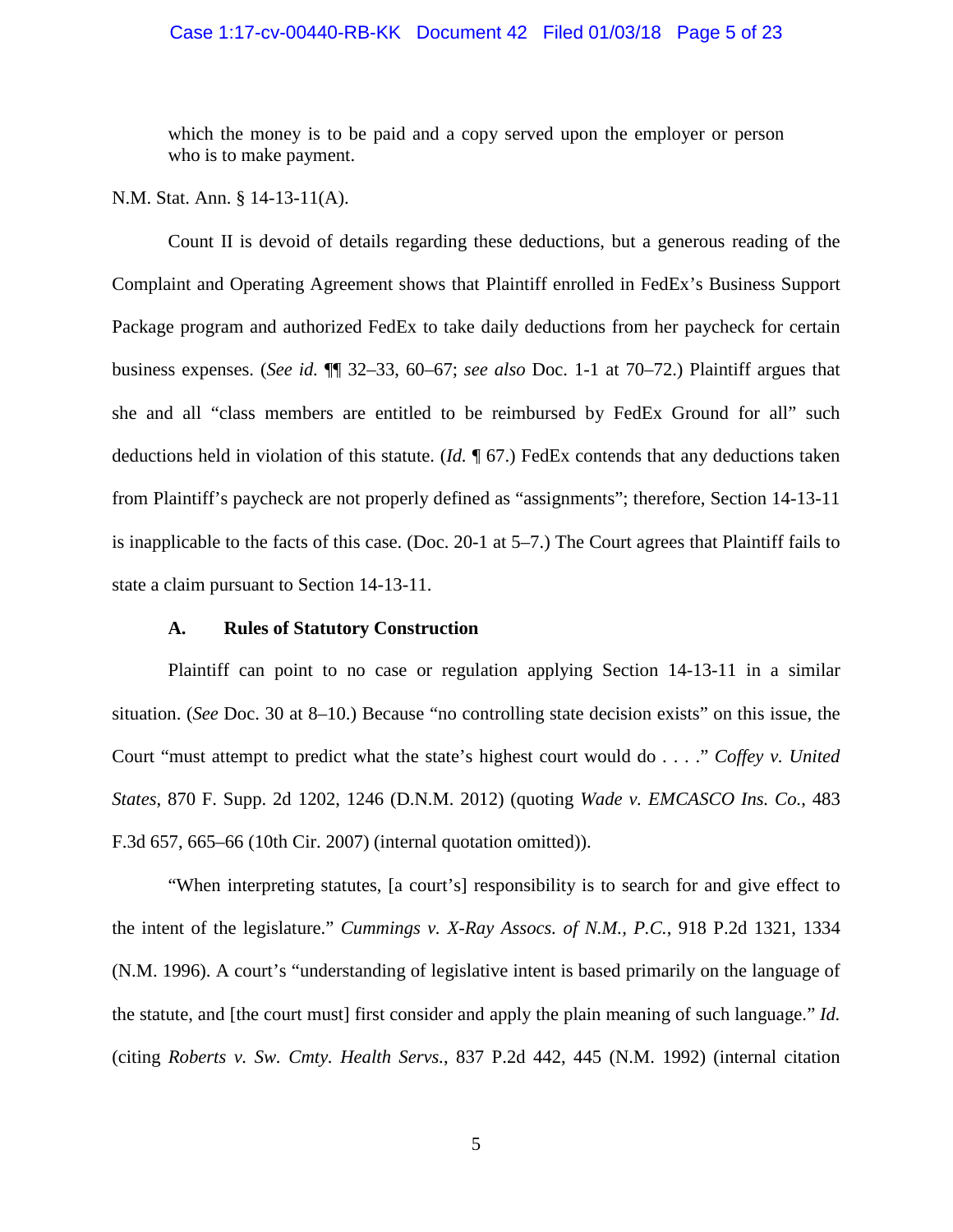> which the money is to be paid and a copy served upon the employer or person who is to make payment.

N.M. Stat. Ann. § 14-13-11(A).

Count II is devoid of details regarding these deductions, but a generous reading of the Complaint and Operating Agreement shows that Plaintiff enrolled in FedEx's Business Support Package program and authorized FedEx to take daily deductions from her paycheck for certain business expenses. (*See id.* ¶¶ 32–33, 60–67; *see also* Doc. 1-1 at 70–72.) Plaintiff argues that she and all "class members are entitled to be reimbursed by FedEx Ground for all" such deductions held in violation of this statute. (*Id.* ¶ 67.) FedEx contends that any deductions taken from Plaintiff's paycheck are not properly defined as "assignments"; therefore, Section 14-13-11 is inapplicable to the facts of this case. (Doc. 20-1 at 5–7.) The Court agrees that Plaintiff fails to state a claim pursuant to Section 14-13-11.

### A. Rules of Statutory Construction

Plaintiff can point to no case or regulation applying Section 14-13-11 in a similar situation. (*See* Doc. 30 at 8–10.) Because "no controlling state decision exists" on this issue, the Court "must attempt to predict what the state's highest court would do . . . ." *Coffey v. United States*, 870 F. Supp. 2d 1202, 1246 (D.N.M. 2012) (quoting *Wade v. EMCASCO Ins. Co.*, 483 F.3d 657, 665–66 (10th Cir. 2007) (internal quotation omitted)).

"When interpreting statutes, [a court's] responsibility is to search for and give effect to the intent of the legislature." *Cummings v. X-Ray Assocs. of N.M., P.C.*, 918 P.2d 1321, 1334 (N.M. 1996). A court's "understanding of legislative intent is based primarily on the language of the statute, and [the court must] first consider and apply the plain meaning of such language." *Id.* (citing *Roberts v. Sw. Cmty. Health Servs.*, 837 P.2d 442, 445 (N.M. 1992) (internal citation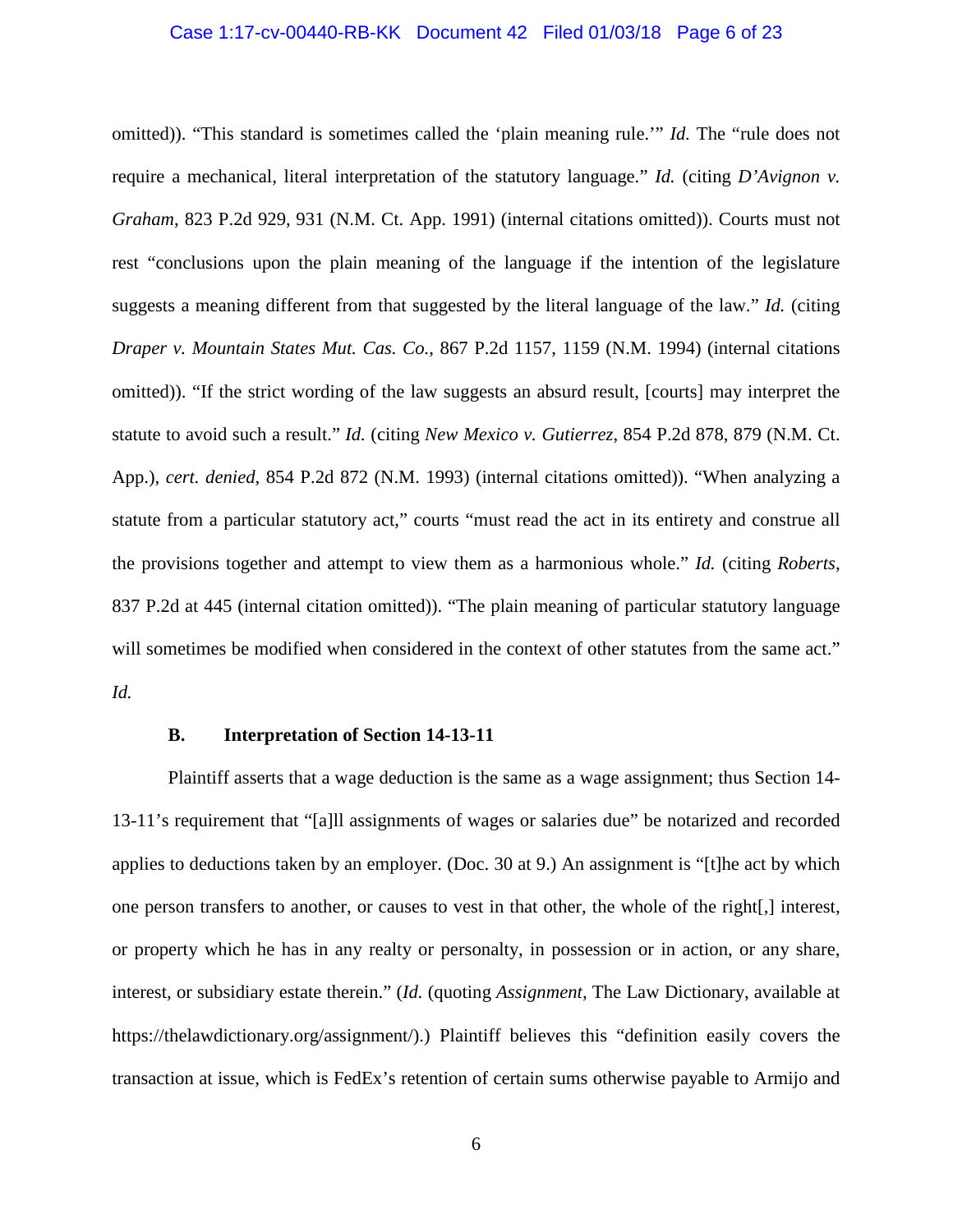omitted)). "This standard is sometimes called the 'plain meaning rule.'" *Id.* The "rule does not require a mechanical, literal interpretation of the statutory language." *Id.* (citing *D'Avignon v. Graham*, 823 P.2d 929, 931 (N.M. Ct. App. 1991) (internal citations omitted)). Courts must not rest "conclusions upon the plain meaning of the language if the intention of the legislature suggests a meaning different from that suggested by the literal language of the law." *Id.* (citing *Draper v. Mountain States Mut. Cas. Co.*, 867 P.2d 1157, 1159 (N.M. 1994) (internal citations omitted)). "If the strict wording of the law suggests an absurd result, [courts] may interpret the statute to avoid such a result." *Id.* (citing *New Mexico v. Gutierrez*, 854 P.2d 878, 879 (N.M. Ct. App.), *cert. denied*, 854 P.2d 872 (N.M. 1993) (internal citations omitted)). "When analyzing a statute from a particular statutory act," courts "must read the act in its entirety and construe all the provisions together and attempt to view them as a harmonious whole." *Id.* (citing *Roberts*, 837 P.2d at 445 (internal citation omitted)). "The plain meaning of particular statutory language will sometimes be modified when considered in the context of other statutes from the same act." *Id.*

### B. Interpretation of Section 14-13-11

Plaintiff asserts that a wage deduction is the same as a wage assignment; thus Section 14-13-11's requirement that "[a]ll assignments of wages or salaries due" be notarized and recorded applies to deductions taken by an employer. (Doc. 30 at 9.) An assignment is "[t]he act by which one person transfers to another, or causes to vest in that other, the whole of the right[,] interest, or property which he has in any realty or personalty, in possession or in action, or any share, interest, or subsidiary estate therein." (*Id.* (quoting *Assignment*, The Law Dictionary, available at https://thelawdictionary.org/assignment/).) Plaintiff believes this "definition easily covers the transaction at issue, which is FedEx's retention of certain sums otherwise payable to Armijo and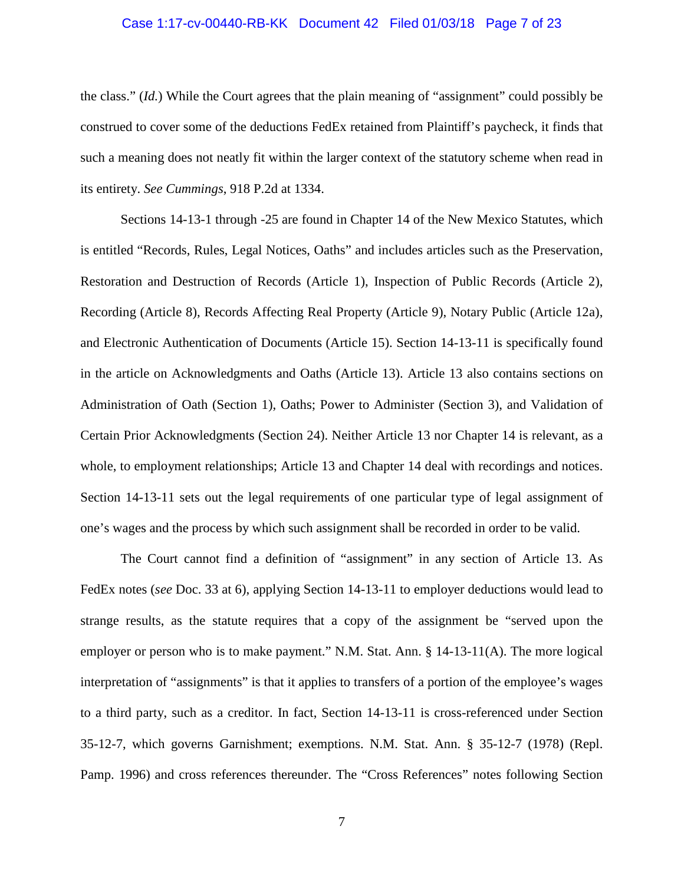the class." (*Id.*) While the Court agrees that the plain meaning of "assignment" could possibly be construed to cover some of the deductions FedEx retained from Plaintiff's paycheck, it finds that such a meaning does not neatly fit within the larger context of the statutory scheme when read in its entirety. *See Cummings*, 918 P.2d at 1334.

Sections 14-13-1 through -25 are found in Chapter 14 of the New Mexico Statutes, which is entitled "Records, Rules, Legal Notices, Oaths" and includes articles such as the Preservation, Restoration and Destruction of Records (Article 1), Inspection of Public Records (Article 2), Recording (Article 8), Records Affecting Real Property (Article 9), Notary Public (Article 12a), and Electronic Authentication of Documents (Article 15). Section 14-13-11 is specifically found in the article on Acknowledgments and Oaths (Article 13). Article 13 also contains sections on Administration of Oath (Section 1), Oaths; Power to Administer (Section 3), and Validation of Certain Prior Acknowledgments (Section 24). Neither Article 13 nor Chapter 14 is relevant, as a whole, to employment relationships; Article 13 and Chapter 14 deal with recordings and notices. Section 14-13-11 sets out the legal requirements of one particular type of legal assignment of one's wages and the process by which such assignment shall be recorded in order to be valid.

The Court cannot find a definition of "assignment" in any section of Article 13. As FedEx notes (*see* Doc. 33 at 6), applying Section 14-13-11 to employer deductions would lead to strange results, as the statute requires that a copy of the assignment be "served upon the employer or person who is to make payment." N.M. Stat. Ann. § 14-13-11(A). The more logical interpretation of "assignments" is that it applies to transfers of a portion of the employee's wages to a third party, such as a creditor. In fact, Section 14-13-11 is cross-referenced under Section 35-12-7, which governs Garnishment; exemptions. N.M. Stat. Ann. § 35-12-7 (1978) (Repl. Pamp. 1996) and cross references thereunder. The "Cross References" notes following Section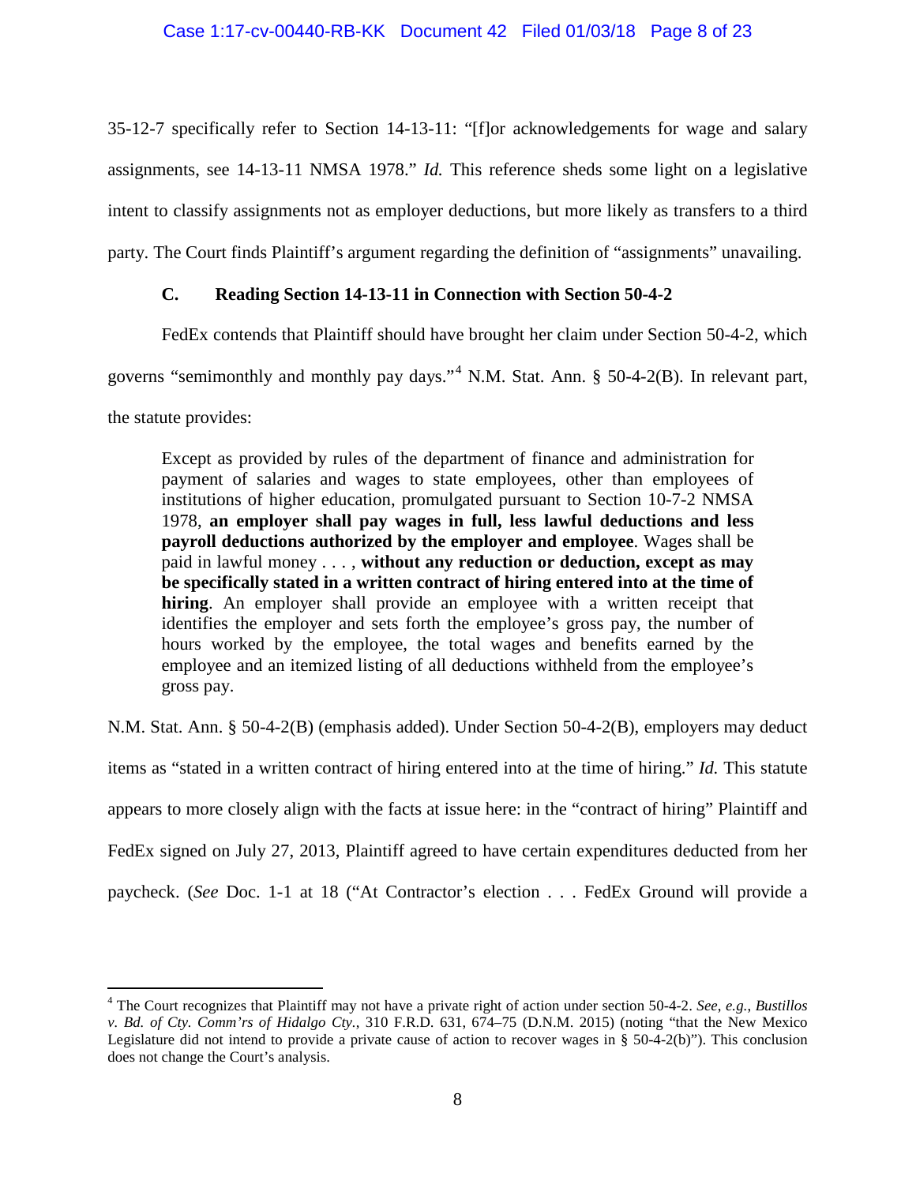35-12-7 specifically refer to Section 14-13-11: "[f]or acknowledgements for wage and salary assignments, see 14-13-11 NMSA 1978." *Id.* This reference sheds some light on a legislative intent to classify assignments not as employer deductions, but more likely as transfers to a third party. The Court finds Plaintiff's argument regarding the definition of "assignments" unavailing.

### C. Reading Section 14-13-11 in Connection with Section 50-4-2

FedEx contends that Plaintiff should have brought her claim under Section 50-4-2, which governs "semimonthly and monthly pay days."[4] N.M. Stat. Ann. § 50-4-2(B). In relevant part, the statute provides:

> Except as provided by rules of the department of finance and administration for payment of salaries and wages to state employees, other than employees of institutions of higher education, promulgated pursuant to Section 10-7-2 NMSA 1978, **an employer shall pay wages in full, less lawful deductions and less payroll deductions authorized by the employer and employee**. Wages shall be paid in lawful money . . . , **without any reduction or deduction, except as may be specifically stated in a written contract of hiring entered into at the time of hiring**. An employer shall provide an employee with a written receipt that identifies the employer and sets forth the employee's gross pay, the number of hours worked by the employee, the total wages and benefits earned by the employee and an itemized listing of all deductions withheld from the employee's gross pay.

N.M. Stat. Ann. § 50-4-2(B) (emphasis added). Under Section 50-4-2(B), employers may deduct items as "stated in a written contract of hiring entered into at the time of hiring." *Id.* This statute appears to more closely align with the facts at issue here: in the "contract of hiring" Plaintiff and FedEx signed on July 27, 2013, Plaintiff agreed to have certain expenditures deducted from her paycheck. (*See* Doc. 1-1 at 18 ("At Contractor's election . . . FedEx Ground will provide a

---

[4] The Court recognizes that Plaintiff may not have a private right of action under section 50-4-2. *See, e.g.*, *Bustillos v. Bd. of Cty. Comm'rs of Hidalgo Cty.*, 310 F.R.D. 631, 674–75 (D.N.M. 2015) (noting "that the New Mexico Legislature did not intend to provide a private cause of action to recover wages in § 50-4-2(b)"). This conclusion does not change the Court's analysis.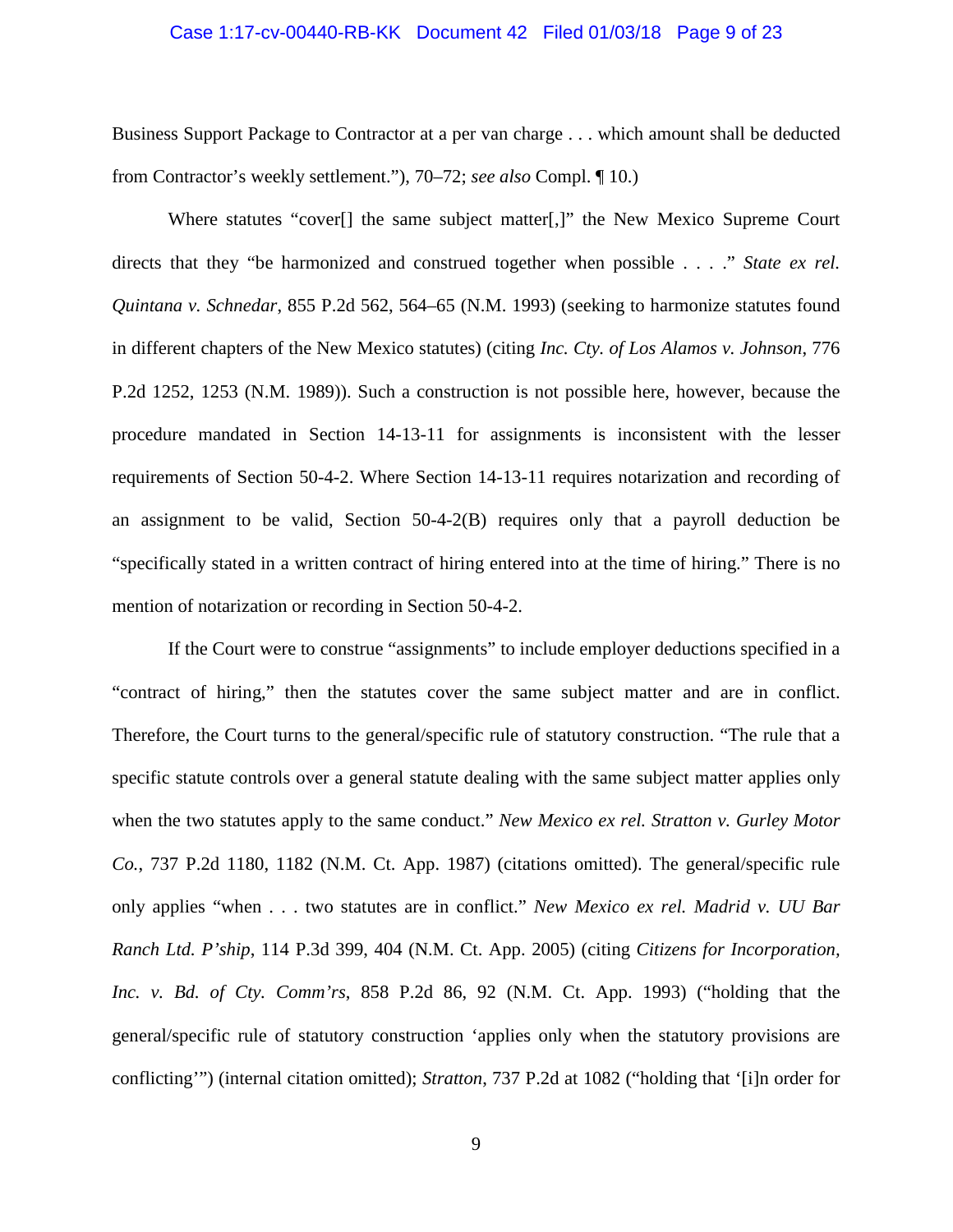Business Support Package to Contractor at a per van charge . . . which amount shall be deducted from Contractor's weekly settlement."), 70–72; *see also* Compl. ¶ 10.)

Where statutes "cover[] the same subject matter[,]" the New Mexico Supreme Court directs that they "be harmonized and construed together when possible . . . ." *State ex rel. Quintana v. Schnedar*, 855 P.2d 562, 564–65 (N.M. 1993) (seeking to harmonize statutes found in different chapters of the New Mexico statutes) (citing *Inc. Cty. of Los Alamos v. Johnson*, 776 P.2d 1252, 1253 (N.M. 1989)). Such a construction is not possible here, however, because the procedure mandated in Section 14-13-11 for assignments is inconsistent with the lesser requirements of Section 50-4-2. Where Section 14-13-11 requires notarization and recording of an assignment to be valid, Section 50-4-2(B) requires only that a payroll deduction be "specifically stated in a written contract of hiring entered into at the time of hiring." There is no mention of notarization or recording in Section 50-4-2.

If the Court were to construe "assignments" to include employer deductions specified in a "contract of hiring," then the statutes cover the same subject matter and are in conflict. Therefore, the Court turns to the general/specific rule of statutory construction. "The rule that a specific statute controls over a general statute dealing with the same subject matter applies only when the two statutes apply to the same conduct." *New Mexico ex rel. Stratton v. Gurley Motor Co.*, 737 P.2d 1180, 1182 (N.M. Ct. App. 1987) (citations omitted). The general/specific rule only applies "when . . . two statutes are in conflict." *New Mexico ex rel. Madrid v. UU Bar Ranch Ltd. P'ship*, 114 P.3d 399, 404 (N.M. Ct. App. 2005) (citing *Citizens for Incorporation, Inc. v. Bd. of Cty. Comm'rs*, 858 P.2d 86, 92 (N.M. Ct. App. 1993) ("holding that the general/specific rule of statutory construction 'applies only when the statutory provisions are conflicting'") (internal citation omitted); *Stratton*, 737 P.2d at 1082 ("holding that '[i]n order for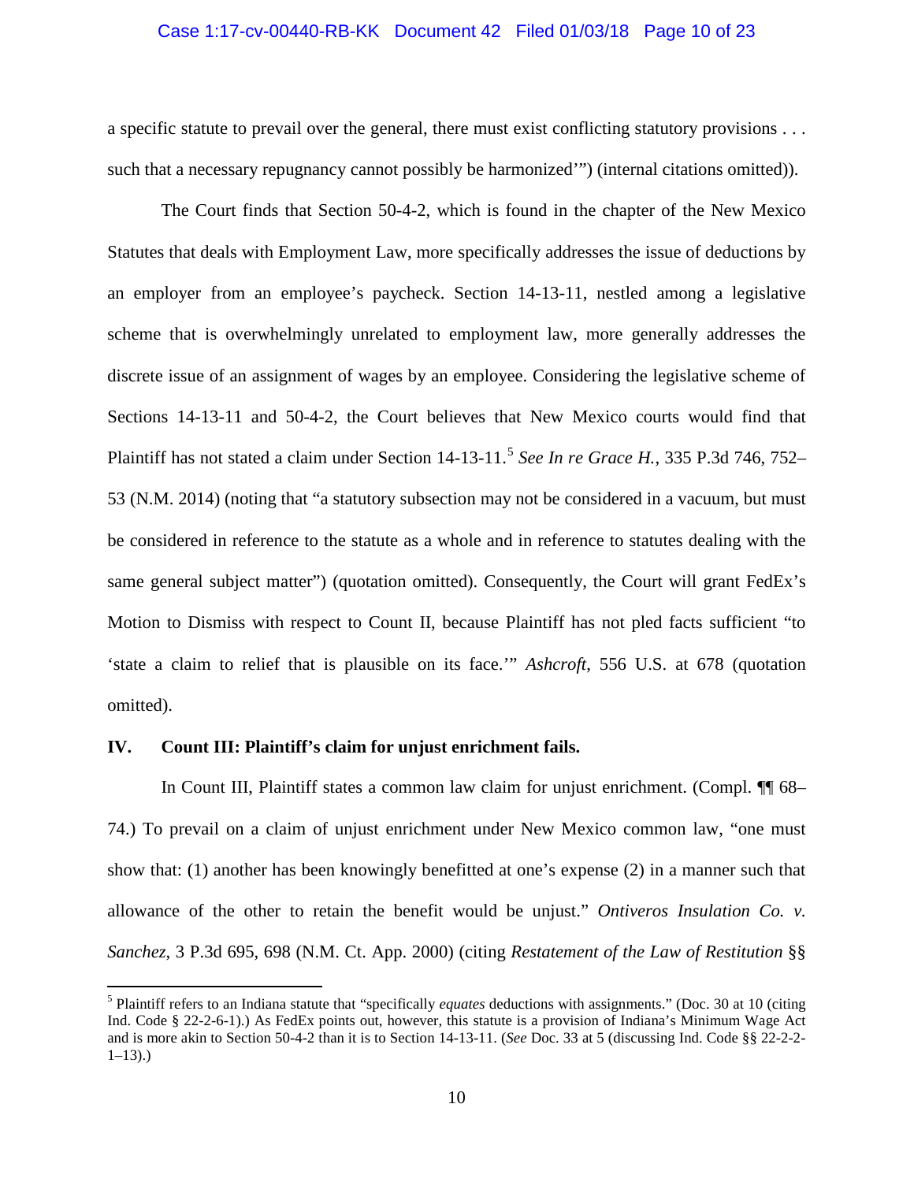a specific statute to prevail over the general, there must exist conflicting statutory provisions . . . such that a necessary repugnancy cannot possibly be harmonized'") (internal citations omitted)).

The Court finds that Section 50-4-2, which is found in the chapter of the New Mexico Statutes that deals with Employment Law, more specifically addresses the issue of deductions by an employer from an employee's paycheck. Section 14-13-11, nestled among a legislative scheme that is overwhelmingly unrelated to employment law, more generally addresses the discrete issue of an assignment of wages by an employee. Considering the legislative scheme of Sections 14-13-11 and 50-4-2, the Court believes that New Mexico courts would find that Plaintiff has not stated a claim under Section 14-13-11.[5] *See In re Grace H.*, 335 P.3d 746, 752–53 (N.M. 2014) (noting that "a statutory subsection may not be considered in a vacuum, but must be considered in reference to the statute as a whole and in reference to statutes dealing with the same general subject matter") (quotation omitted). Consequently, the Court will grant FedEx's Motion to Dismiss with respect to Count II, because Plaintiff has not pled facts sufficient "to 'state a claim to relief that is plausible on its face.'" *Ashcroft*, 556 U.S. at 678 (quotation omitted).

## IV. Count III: Plaintiff's claim for unjust enrichment fails.

In Count III, Plaintiff states a common law claim for unjust enrichment. (Compl. ¶¶ 68–74.) To prevail on a claim of unjust enrichment under New Mexico common law, "one must show that: (1) another has been knowingly benefitted at one's expense (2) in a manner such that allowance of the other to retain the benefit would be unjust." *Ontiveros Insulation Co. v. Sanchez*, 3 P.3d 695, 698 (N.M. Ct. App. 2000) (citing *Restatement of the Law of Restitution* §§

---

[5] Plaintiff refers to an Indiana statute that "specifically *equates* deductions with assignments." (Doc. 30 at 10 (citing Ind. Code § 22-2-6-1).) As FedEx points out, however, this statute is a provision of Indiana's Minimum Wage Act and is more akin to Section 50-4-2 than it is to Section 14-13-11. (*See* Doc. 33 at 5 (discussing Ind. Code §§ 22-2-2-1–13).)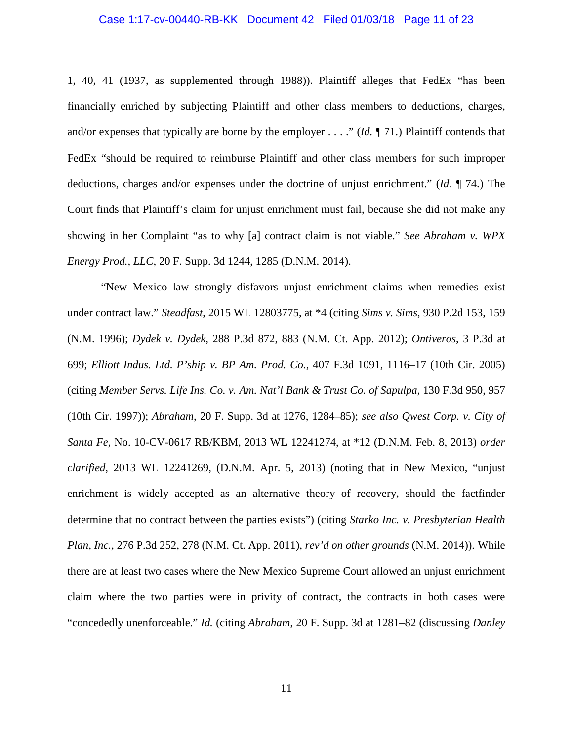1, 40, 41 (1937, as supplemented through 1988)). Plaintiff alleges that FedEx "has been financially enriched by subjecting Plaintiff and other class members to deductions, charges, and/or expenses that typically are borne by the employer . . . ." (*Id.* ¶ 71.) Plaintiff contends that FedEx "should be required to reimburse Plaintiff and other class members for such improper deductions, charges and/or expenses under the doctrine of unjust enrichment." (*Id.* ¶ 74.) The Court finds that Plaintiff's claim for unjust enrichment must fail, because she did not make any showing in her Complaint "as to why [a] contract claim is not viable." *See Abraham v. WPX Energy Prod., LLC*, 20 F. Supp. 3d 1244, 1285 (D.N.M. 2014).

"New Mexico law strongly disfavors unjust enrichment claims when remedies exist under contract law." *Steadfast*, 2015 WL 12803775, at *4 (citing *Sims v. Sims*, 930 P.2d 153, 159 (N.M. 1996); *Dydek v. Dydek*, 288 P.3d 872, 883 (N.M. Ct. App. 2012); *Ontiveros*, 3 P.3d at 699; *Elliott Indus. Ltd. P'ship v. BP Am. Prod. Co.*, 407 F.3d 1091, 1116–17 (10th Cir. 2005) (citing *Member Servs. Life Ins. Co. v. Am. Nat'l Bank & Trust Co. of Sapulpa*, 130 F.3d 950, 957 (10th Cir. 1997)); *Abraham*, 20 F. Supp. 3d at 1276, 1284–85); *see also Qwest Corp. v. City of Santa Fe*, No. 10-CV-0617 RB/KBM, 2013 WL 12241274, at *12 (D.N.M. Feb. 8, 2013) *order clarified*, 2013 WL 12241269, (D.N.M. Apr. 5, 2013) (noting that in New Mexico, "unjust enrichment is widely accepted as an alternative theory of recovery, should the factfinder determine that no contract between the parties exists") (citing *Starko Inc. v. Presbyterian Health Plan, Inc.*, 276 P.3d 252, 278 (N.M. Ct. App. 2011), *rev'd on other grounds* (N.M. 2014)). While there are at least two cases where the New Mexico Supreme Court allowed an unjust enrichment claim where the two parties were in privity of contract, the contracts in both cases were "concededly unenforceable." *Id.* (citing *Abraham*, 20 F. Supp. 3d at 1281–82 (discussing *Danley*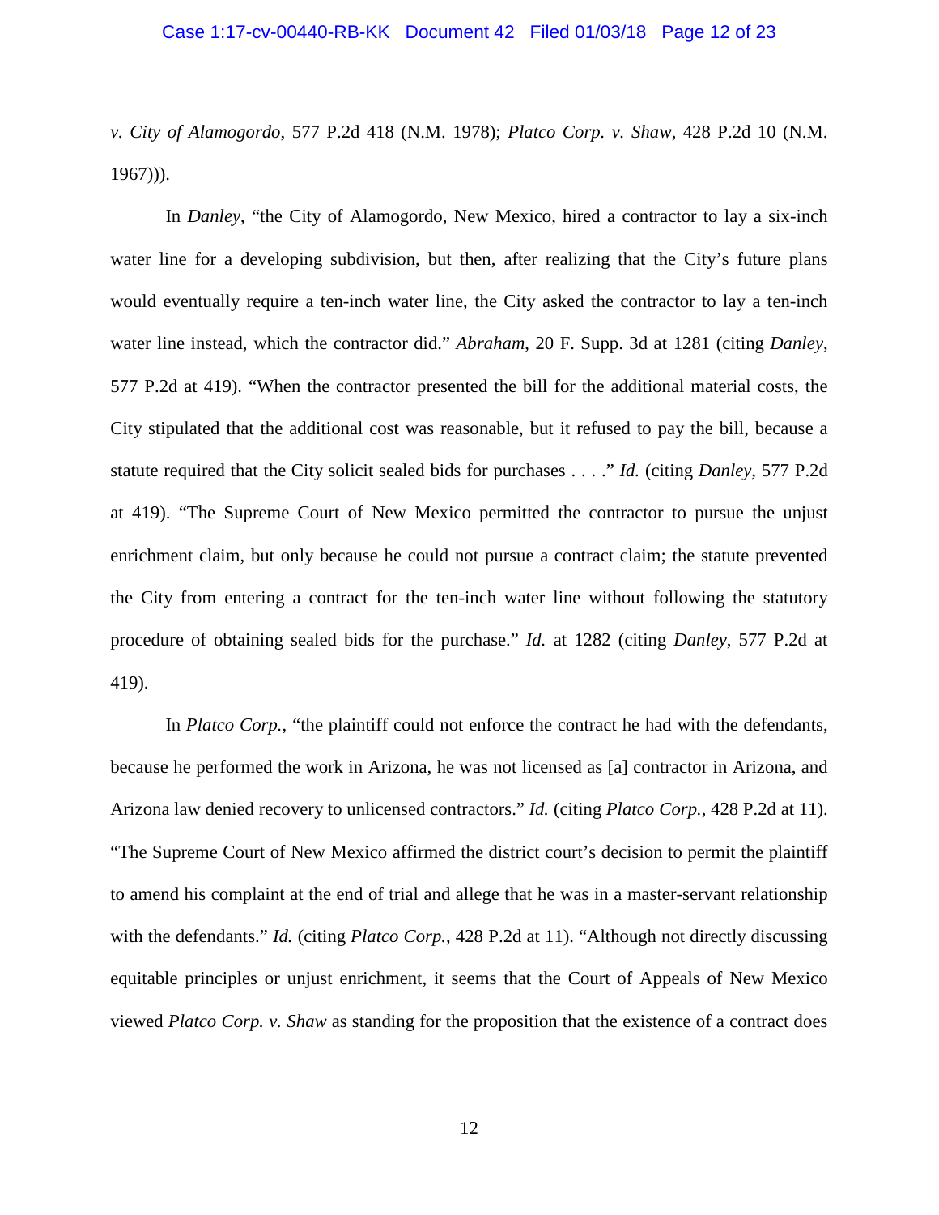*v. City of Alamogordo*, 577 P.2d 418 (N.M. 1978); *Platco Corp. v. Shaw*, 428 P.2d 10 (N.M. 1967))).

In *Danley*, "the City of Alamogordo, New Mexico, hired a contractor to lay a six-inch water line for a developing subdivision, but then, after realizing that the City's future plans would eventually require a ten-inch water line, the City asked the contractor to lay a ten-inch water line instead, which the contractor did." *Abraham*, 20 F. Supp. 3d at 1281 (citing *Danley*, 577 P.2d at 419). "When the contractor presented the bill for the additional material costs, the City stipulated that the additional cost was reasonable, but it refused to pay the bill, because a statute required that the City solicit sealed bids for purchases . . . ." *Id.* (citing *Danley*, 577 P.2d at 419). "The Supreme Court of New Mexico permitted the contractor to pursue the unjust enrichment claim, but only because he could not pursue a contract claim; the statute prevented the City from entering a contract for the ten-inch water line without following the statutory procedure of obtaining sealed bids for the purchase." *Id.* at 1282 (citing *Danley*, 577 P.2d at 419).

In *Platco Corp.*, "the plaintiff could not enforce the contract he had with the defendants, because he performed the work in Arizona, he was not licensed as [a] contractor in Arizona, and Arizona law denied recovery to unlicensed contractors." *Id.* (citing *Platco Corp.*, 428 P.2d at 11). "The Supreme Court of New Mexico affirmed the district court's decision to permit the plaintiff to amend his complaint at the end of trial and allege that he was in a master-servant relationship with the defendants." *Id.* (citing *Platco Corp.*, 428 P.2d at 11). "Although not directly discussing equitable principles or unjust enrichment, it seems that the Court of Appeals of New Mexico viewed *Platco Corp. v. Shaw* as standing for the proposition that the existence of a contract does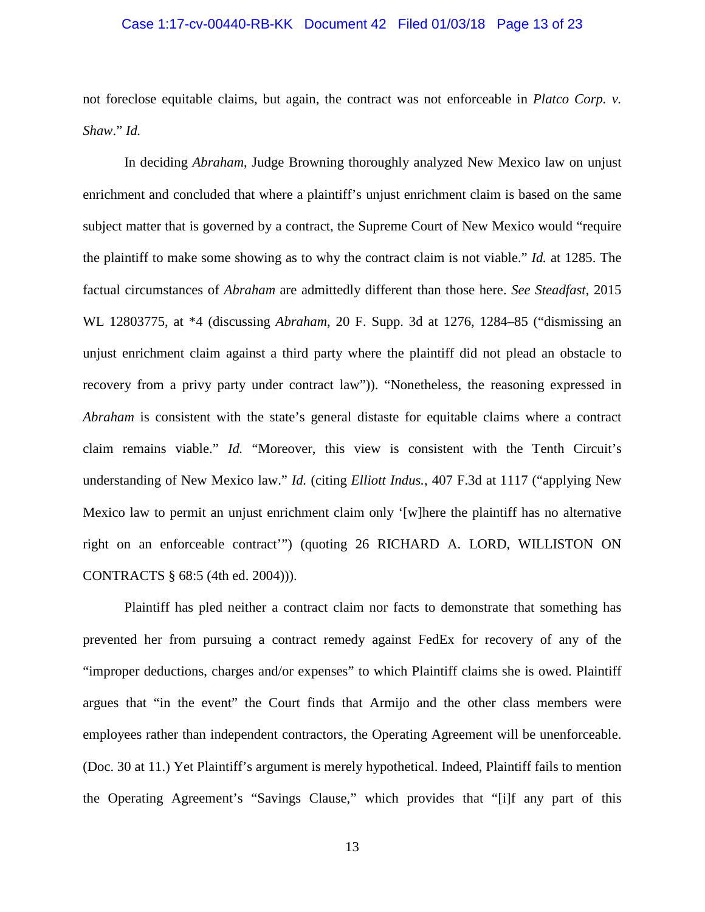not foreclose equitable claims, but again, the contract was not enforceable in *Platco Corp. v. Shaw*." *Id.*

In deciding *Abraham*, Judge Browning thoroughly analyzed New Mexico law on unjust enrichment and concluded that where a plaintiff's unjust enrichment claim is based on the same subject matter that is governed by a contract, the Supreme Court of New Mexico would "require the plaintiff to make some showing as to why the contract claim is not viable." *Id.* at 1285. The factual circumstances of *Abraham* are admittedly different than those here. *See Steadfast*, 2015 WL 12803775, at *4 (discussing *Abraham*, 20 F. Supp. 3d at 1276, 1284–85 ("dismissing an unjust enrichment claim against a third party where the plaintiff did not plead an obstacle to recovery from a privy party under contract law")). "Nonetheless, the reasoning expressed in *Abraham* is consistent with the state's general distaste for equitable claims where a contract claim remains viable." *Id.* "Moreover, this view is consistent with the Tenth Circuit's understanding of New Mexico law." *Id.* (citing *Elliott Indus.*, 407 F.3d at 1117 ("applying New Mexico law to permit an unjust enrichment claim only '[w]here the plaintiff has no alternative right on an enforceable contract'") (quoting 26 RICHARD A. LORD, WILLISTON ON CONTRACTS § 68:5 (4th ed. 2004))).

Plaintiff has pled neither a contract claim nor facts to demonstrate that something has prevented her from pursuing a contract remedy against FedEx for recovery of any of the "improper deductions, charges and/or expenses" to which Plaintiff claims she is owed. Plaintiff argues that "in the event" the Court finds that Armijo and the other class members were employees rather than independent contractors, the Operating Agreement will be unenforceable. (Doc. 30 at 11.) Yet Plaintiff's argument is merely hypothetical. Indeed, Plaintiff fails to mention the Operating Agreement's "Savings Clause," which provides that "[i]f any part of this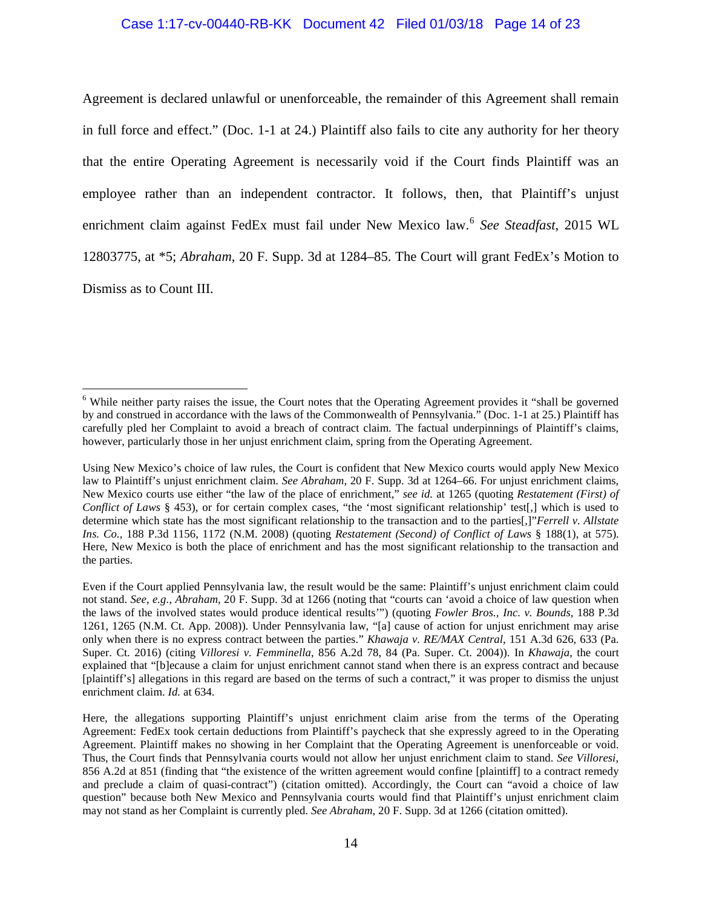Agreement is declared unlawful or unenforceable, the remainder of this Agreement shall remain in full force and effect." (Doc. 1-1 at 24.) Plaintiff also fails to cite any authority for her theory that the entire Operating Agreement is necessarily void if the Court finds Plaintiff was an employee rather than an independent contractor. It follows, then, that Plaintiff's unjust enrichment claim against FedEx must fail under New Mexico law.[6] *See Steadfast*, 2015 WL 12803775, at *5; *Abraham*, 20 F. Supp. 3d at 1284–85. The Court will grant FedEx's Motion to Dismiss as to Count III.

---

[6] While neither party raises the issue, the Court notes that the Operating Agreement provides it "shall be governed by and construed in accordance with the laws of the Commonwealth of Pennsylvania." (Doc. 1-1 at 25.) Plaintiff has carefully pled her Complaint to avoid a breach of contract claim. The factual underpinnings of Plaintiff's claims, however, particularly those in her unjust enrichment claim, spring from the Operating Agreement.

Using New Mexico's choice of law rules, the Court is confident that New Mexico courts would apply New Mexico law to Plaintiff's unjust enrichment claim. *See Abraham*, 20 F. Supp. 3d at 1264–66. For unjust enrichment claims, New Mexico courts use either "the law of the place of enrichment," *see id.* at 1265 (quoting *Restatement (First) of Conflict of Laws* § 453), or for certain complex cases, "the 'most significant relationship' test[,] which is used to determine which state has the most significant relationship to the transaction and to the parties[,]"*Ferrell v. Allstate Ins. Co.*, 188 P.3d 1156, 1172 (N.M. 2008) (quoting *Restatement (Second) of Conflict of Laws* § 188(1), at 575). Here, New Mexico is both the place of enrichment and has the most significant relationship to the transaction and the parties.

Even if the Court applied Pennsylvania law, the result would be the same: Plaintiff's unjust enrichment claim could not stand. *See, e.g.*, *Abraham*, 20 F. Supp. 3d at 1266 (noting that "courts can 'avoid a choice of law question when the laws of the involved states would produce identical results'") (quoting *Fowler Bros., Inc. v. Bounds*, 188 P.3d 1261, 1265 (N.M. Ct. App. 2008)). Under Pennsylvania law, "[a] cause of action for unjust enrichment may arise only when there is no express contract between the parties." *Khawaja v. RE/MAX Central*, 151 A.3d 626, 633 (Pa. Super. Ct. 2016) (citing *Villoresi v. Femminella*, 856 A.2d 78, 84 (Pa. Super. Ct. 2004)). In *Khawaja*, the court explained that "[b]ecause a claim for unjust enrichment cannot stand when there is an express contract and because [plaintiff's] allegations in this regard are based on the terms of such a contract," it was proper to dismiss the unjust enrichment claim. *Id.* at 634.

Here, the allegations supporting Plaintiff's unjust enrichment claim arise from the terms of the Operating Agreement: FedEx took certain deductions from Plaintiff's paycheck that she expressly agreed to in the Operating Agreement. Plaintiff makes no showing in her Complaint that the Operating Agreement is unenforceable or void. Thus, the Court finds that Pennsylvania courts would not allow her unjust enrichment claim to stand. *See Villoresi*, 856 A.2d at 851 (finding that "the existence of the written agreement would confine [plaintiff] to a contract remedy and preclude a claim of quasi-contract") (citation omitted). Accordingly, the Court can "avoid a choice of law question" because both New Mexico and Pennsylvania courts would find that Plaintiff's unjust enrichment claim may not stand as her Complaint is currently pled. *See Abraham*, 20 F. Supp. 3d at 1266 (citation omitted).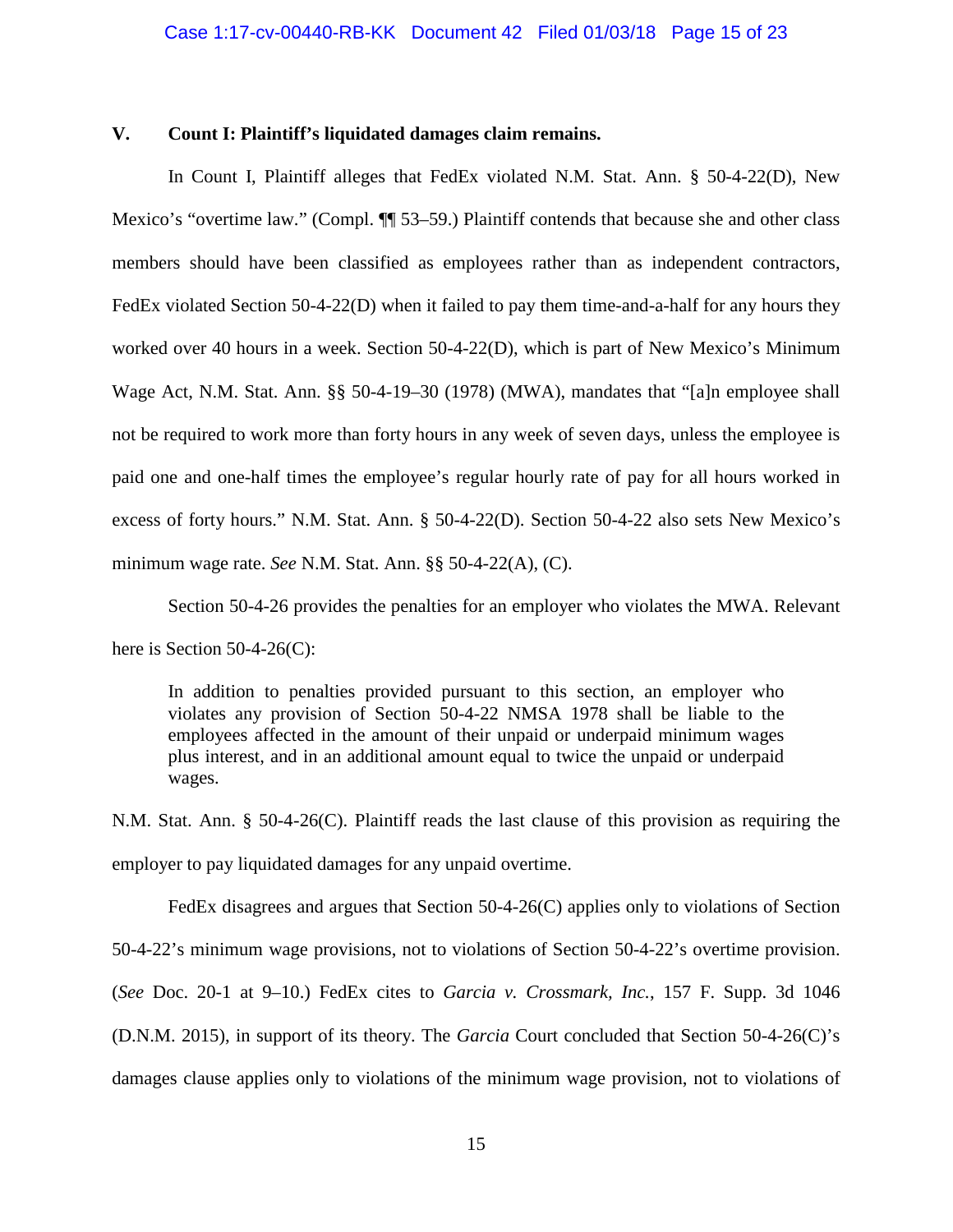### V. Count I: Plaintiff's liquidated damages claim remains.

In Count I, Plaintiff alleges that FedEx violated N.M. Stat. Ann. § 50-4-22(D), New Mexico's "overtime law." (Compl. ¶¶ 53–59.) Plaintiff contends that because she and other class members should have been classified as employees rather than as independent contractors, FedEx violated Section 50-4-22(D) when it failed to pay them time-and-a-half for any hours they worked over 40 hours in a week. Section 50-4-22(D), which is part of New Mexico's Minimum Wage Act, N.M. Stat. Ann. §§ 50-4-19–30 (1978) (MWA), mandates that "[a]n employee shall not be required to work more than forty hours in any week of seven days, unless the employee is paid one and one-half times the employee's regular hourly rate of pay for all hours worked in excess of forty hours." N.M. Stat. Ann. § 50-4-22(D). Section 50-4-22 also sets New Mexico's minimum wage rate. *See* N.M. Stat. Ann. §§ 50-4-22(A), (C).

Section 50-4-26 provides the penalties for an employer who violates the MWA. Relevant here is Section 50-4-26(C):

> In addition to penalties provided pursuant to this section, an employer who violates any provision of Section 50-4-22 NMSA 1978 shall be liable to the employees affected in the amount of their unpaid or underpaid minimum wages plus interest, and in an additional amount equal to twice the unpaid or underpaid wages.

N.M. Stat. Ann. § 50-4-26(C). Plaintiff reads the last clause of this provision as requiring the employer to pay liquidated damages for any unpaid overtime.

FedEx disagrees and argues that Section 50-4-26(C) applies only to violations of Section 50-4-22's minimum wage provisions, not to violations of Section 50-4-22's overtime provision. (*See* Doc. 20-1 at 9–10.) FedEx cites to *Garcia v. Crossmark, Inc.*, 157 F. Supp. 3d 1046 (D.N.M. 2015), in support of its theory. The *Garcia* Court concluded that Section 50-4-26(C)'s damages clause applies only to violations of the minimum wage provision, not to violations of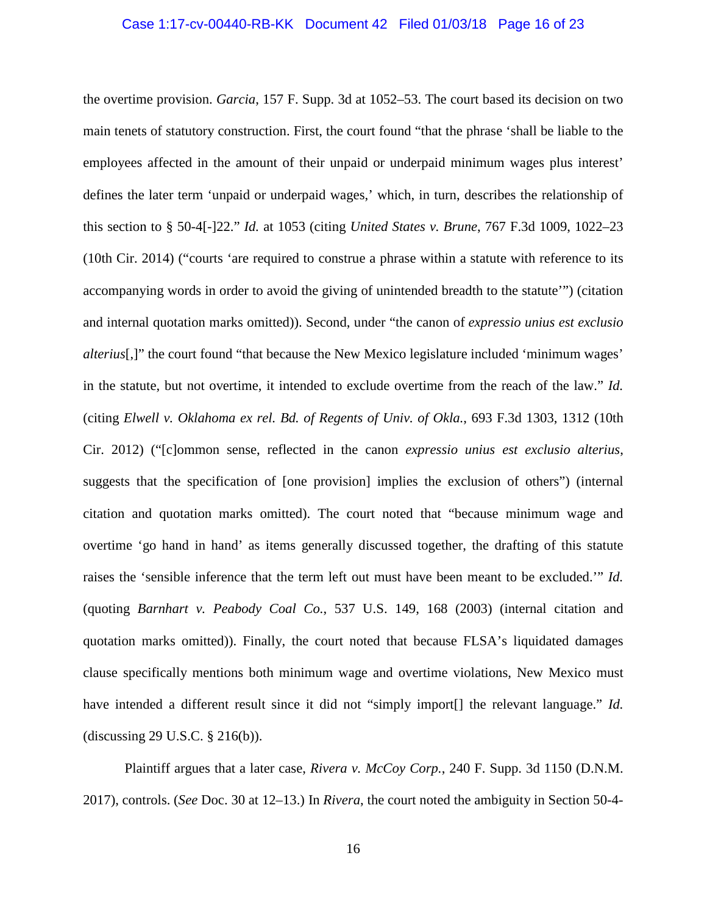the overtime provision. *Garcia*, 157 F. Supp. 3d at 1052–53. The court based its decision on two main tenets of statutory construction. First, the court found "that the phrase 'shall be liable to the employees affected in the amount of their unpaid or underpaid minimum wages plus interest' defines the later term 'unpaid or underpaid wages,' which, in turn, describes the relationship of this section to § 50-4[-]22." *Id.* at 1053 (citing *United States v. Brune*, 767 F.3d 1009, 1022–23 (10th Cir. 2014) ("courts 'are required to construe a phrase within a statute with reference to its accompanying words in order to avoid the giving of unintended breadth to the statute'") (citation and internal quotation marks omitted)). Second, under "the canon of *expressio unius est exclusio alterius*[,]" the court found "that because the New Mexico legislature included 'minimum wages' in the statute, but not overtime, it intended to exclude overtime from the reach of the law." *Id.* (citing *Elwell v. Oklahoma ex rel. Bd. of Regents of Univ. of Okla.*, 693 F.3d 1303, 1312 (10th Cir. 2012) ("[c]ommon sense, reflected in the canon *expressio unius est exclusio alterius*, suggests that the specification of [one provision] implies the exclusion of others") (internal citation and quotation marks omitted). The court noted that "because minimum wage and overtime 'go hand in hand' as items generally discussed together, the drafting of this statute raises the 'sensible inference that the term left out must have been meant to be excluded.'" *Id.* (quoting *Barnhart v. Peabody Coal Co.*, 537 U.S. 149, 168 (2003) (internal citation and quotation marks omitted)). Finally, the court noted that because FLSA's liquidated damages clause specifically mentions both minimum wage and overtime violations, New Mexico must have intended a different result since it did not "simply import[] the relevant language." *Id.* (discussing 29 U.S.C. § 216(b)).

Plaintiff argues that a later case, *Rivera v. McCoy Corp.*, 240 F. Supp. 3d 1150 (D.N.M. 2017), controls. (*See* Doc. 30 at 12–13.) In *Rivera*, the court noted the ambiguity in Section 50-4-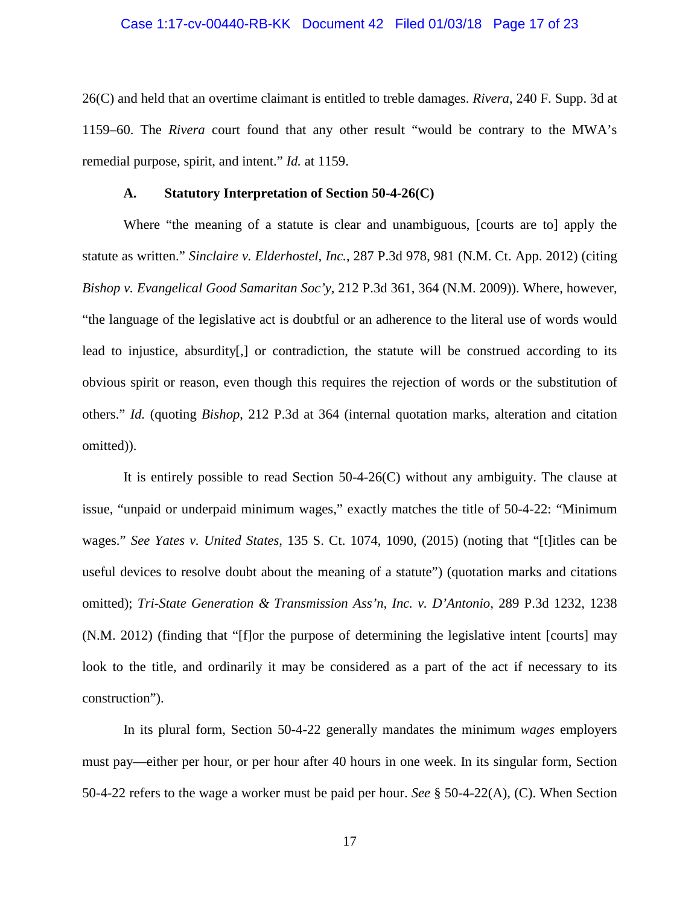26(C) and held that an overtime claimant is entitled to treble damages. *Rivera*, 240 F. Supp. 3d at 1159–60. The *Rivera* court found that any other result "would be contrary to the MWA's remedial purpose, spirit, and intent." *Id.* at 1159.

### A. Statutory Interpretation of Section 50-4-26(C)

Where "the meaning of a statute is clear and unambiguous, [courts are to] apply the statute as written." *Sinclaire v. Elderhostel, Inc.*, 287 P.3d 978, 981 (N.M. Ct. App. 2012) (citing *Bishop v. Evangelical Good Samaritan Soc'y*, 212 P.3d 361, 364 (N.M. 2009)). Where, however, "the language of the legislative act is doubtful or an adherence to the literal use of words would lead to injustice, absurdity[,] or contradiction, the statute will be construed according to its obvious spirit or reason, even though this requires the rejection of words or the substitution of others." *Id.* (quoting *Bishop*, 212 P.3d at 364 (internal quotation marks, alteration and citation omitted)).

It is entirely possible to read Section 50-4-26(C) without any ambiguity. The clause at issue, "unpaid or underpaid minimum wages," exactly matches the title of 50-4-22: "Minimum wages." *See Yates v. United States*, 135 S. Ct. 1074, 1090, (2015) (noting that "[t]itles can be useful devices to resolve doubt about the meaning of a statute") (quotation marks and citations omitted); *Tri-State Generation & Transmission Ass'n, Inc. v. D'Antonio*, 289 P.3d 1232, 1238 (N.M. 2012) (finding that "[f]or the purpose of determining the legislative intent [courts] may look to the title, and ordinarily it may be considered as a part of the act if necessary to its construction").

In its plural form, Section 50-4-22 generally mandates the minimum *wages* employers must pay—either per hour, or per hour after 40 hours in one week. In its singular form, Section 50-4-22 refers to the wage a worker must be paid per hour. *See* § 50-4-22(A), (C). When Section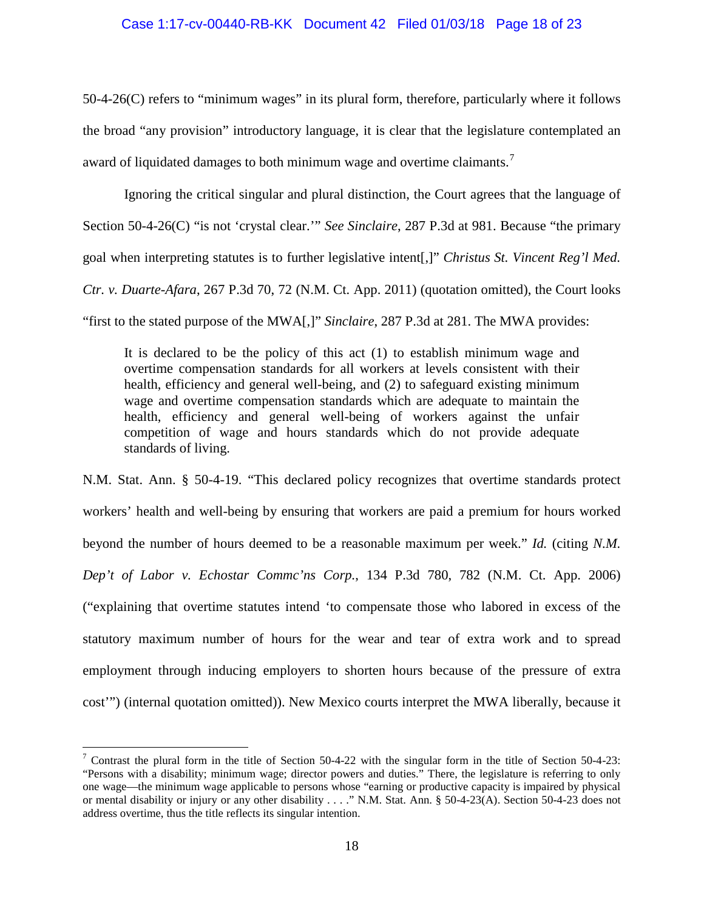50-4-26(C) refers to "minimum wages" in its plural form, therefore, particularly where it follows the broad "any provision" introductory language, it is clear that the legislature contemplated an award of liquidated damages to both minimum wage and overtime claimants.[7]

Ignoring the critical singular and plural distinction, the Court agrees that the language of Section 50-4-26(C) "is not 'crystal clear.'" *See Sinclaire*, 287 P.3d at 981. Because "the primary goal when interpreting statutes is to further legislative intent[,]" *Christus St. Vincent Reg'l Med. Ctr. v. Duarte-Afara*, 267 P.3d 70, 72 (N.M. Ct. App. 2011) (quotation omitted), the Court looks "first to the stated purpose of the MWA[,]" *Sinclaire*, 287 P.3d at 281. The MWA provides:

> It is declared to be the policy of this act (1) to establish minimum wage and overtime compensation standards for all workers at levels consistent with their health, efficiency and general well-being, and (2) to safeguard existing minimum wage and overtime compensation standards which are adequate to maintain the health, efficiency and general well-being of workers against the unfair competition of wage and hours standards which do not provide adequate standards of living.

N.M. Stat. Ann. § 50-4-19. "This declared policy recognizes that overtime standards protect workers' health and well-being by ensuring that workers are paid a premium for hours worked beyond the number of hours deemed to be a reasonable maximum per week." *Id.* (citing *N.M. Dep't of Labor v. Echostar Commc'ns Corp.*, 134 P.3d 780, 782 (N.M. Ct. App. 2006) ("explaining that overtime statutes intend 'to compensate those who labored in excess of the statutory maximum number of hours for the wear and tear of extra work and to spread employment through inducing employers to shorten hours because of the pressure of extra cost'") (internal quotation omitted)). New Mexico courts interpret the MWA liberally, because it

[7] Contrast the plural form in the title of Section 50-4-22 with the singular form in the title of Section 50-4-23: "Persons with a disability; minimum wage; director powers and duties." There, the legislature is referring to only one wage—the minimum wage applicable to persons whose "earning or productive capacity is impaired by physical or mental disability or injury or any other disability . . . ." N.M. Stat. Ann. § 50-4-23(A). Section 50-4-23 does not address overtime, thus the title reflects its singular intention.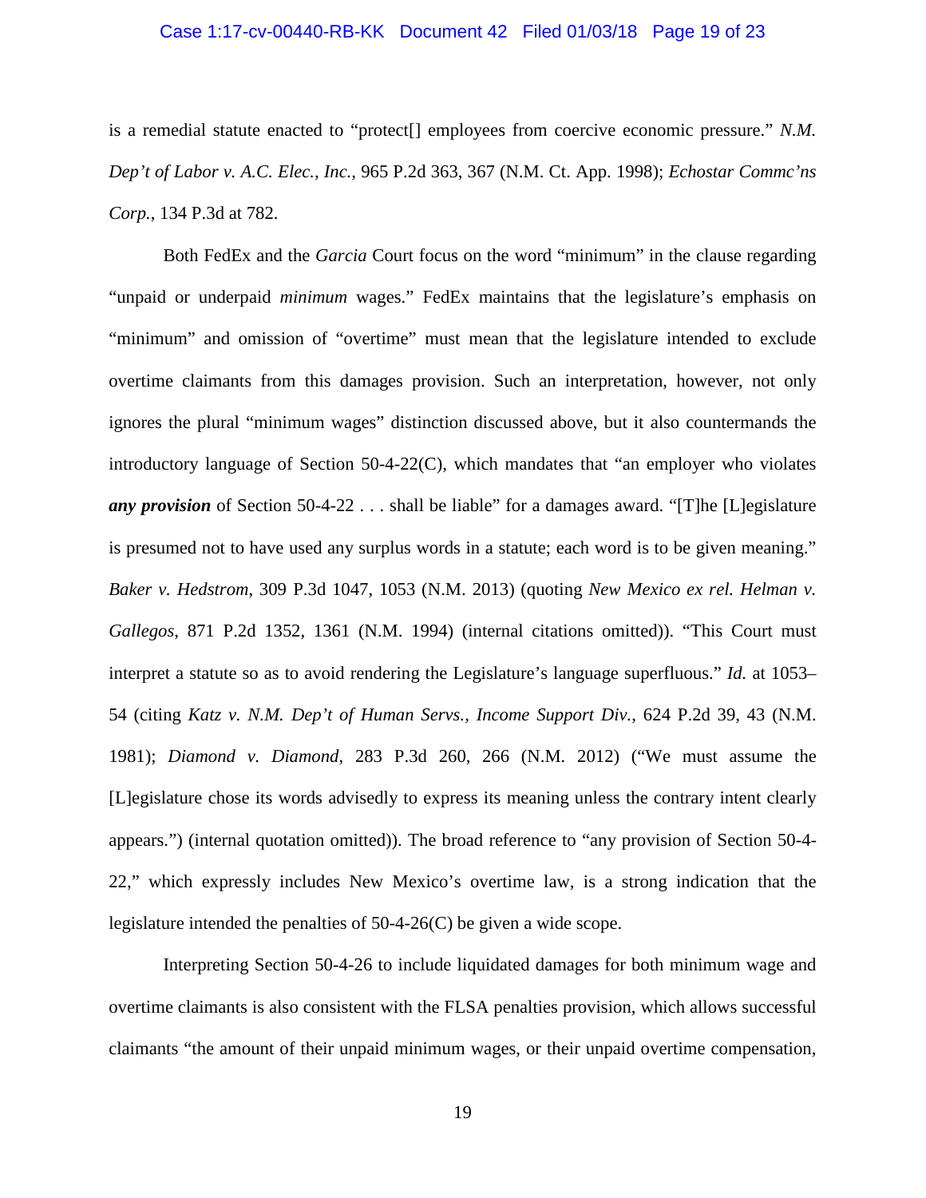is a remedial statute enacted to "protect[] employees from coercive economic pressure." *N.M. Dep't of Labor v. A.C. Elec., Inc.*, 965 P.2d 363, 367 (N.M. Ct. App. 1998); *Echostar Commc'ns Corp.*, 134 P.3d at 782.

Both FedEx and the *Garcia* Court focus on the word "minimum" in the clause regarding "unpaid or underpaid *minimum* wages." FedEx maintains that the legislature's emphasis on "minimum" and omission of "overtime" must mean that the legislature intended to exclude overtime claimants from this damages provision. Such an interpretation, however, not only ignores the plural "minimum wages" distinction discussed above, but it also countermands the introductory language of Section 50-4-22(C), which mandates that "an employer who violates ***any provision*** of Section 50-4-22 . . . shall be liable" for a damages award. "[T]he [L]egislature is presumed not to have used any surplus words in a statute; each word is to be given meaning." *Baker v. Hedstrom*, 309 P.3d 1047, 1053 (N.M. 2013) (quoting *New Mexico ex rel. Helman v. Gallegos*, 871 P.2d 1352, 1361 (N.M. 1994) (internal citations omitted)). "This Court must interpret a statute so as to avoid rendering the Legislature's language superfluous." *Id.* at 1053–54 (citing *Katz v. N.M. Dep't of Human Servs., Income Support Div.*, 624 P.2d 39, 43 (N.M. 1981); *Diamond v. Diamond*, 283 P.3d 260, 266 (N.M. 2012) ("We must assume the [L]egislature chose its words advisedly to express its meaning unless the contrary intent clearly appears.") (internal quotation omitted)). The broad reference to "any provision of Section 50-4-22," which expressly includes New Mexico's overtime law, is a strong indication that the legislature intended the penalties of 50-4-26(C) be given a wide scope.

Interpreting Section 50-4-26 to include liquidated damages for both minimum wage and overtime claimants is also consistent with the FLSA penalties provision, which allows successful claimants "the amount of their unpaid minimum wages, or their unpaid overtime compensation,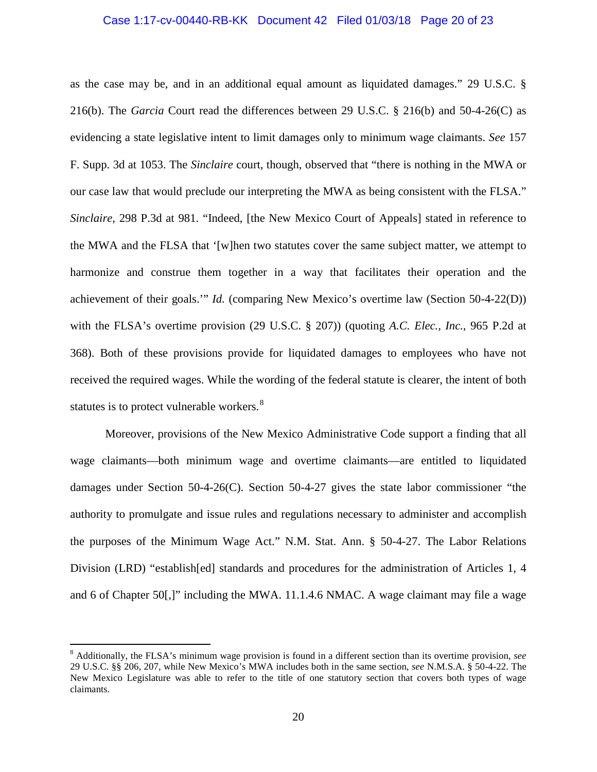as the case may be, and in an additional equal amount as liquidated damages." 29 U.S.C. § 216(b). The *Garcia* Court read the differences between 29 U.S.C. § 216(b) and 50-4-26(C) as evidencing a state legislative intent to limit damages only to minimum wage claimants. *See* 157 F. Supp. 3d at 1053. The *Sinclaire* court, though, observed that "there is nothing in the MWA or our case law that would preclude our interpreting the MWA as being consistent with the FLSA." *Sinclaire*, 298 P.3d at 981. "Indeed, [the New Mexico Court of Appeals] stated in reference to the MWA and the FLSA that '[w]hen two statutes cover the same subject matter, we attempt to harmonize and construe them together in a way that facilitates their operation and the achievement of their goals.'" *Id.* (comparing New Mexico's overtime law (Section 50-4-22(D)) with the FLSA's overtime provision (29 U.S.C. § 207)) (quoting *A.C. Elec., Inc.*, 965 P.2d at 368). Both of these provisions provide for liquidated damages to employees who have not received the required wages. While the wording of the federal statute is clearer, the intent of both statutes is to protect vulnerable workers.[8]

Moreover, provisions of the New Mexico Administrative Code support a finding that all wage claimants—both minimum wage and overtime claimants—are entitled to liquidated damages under Section 50-4-26(C). Section 50-4-27 gives the state labor commissioner "the authority to promulgate and issue rules and regulations necessary to administer and accomplish the purposes of the Minimum Wage Act." N.M. Stat. Ann. § 50-4-27. The Labor Relations Division (LRD) "establish[ed] standards and procedures for the administration of Articles 1, 4 and 6 of Chapter 50[,]" including the MWA. 11.1.4.6 NMAC. A wage claimant may file a wage

---

[8] Additionally, the FLSA's minimum wage provision is found in a different section than its overtime provision, *see* 29 U.S.C. §§ 206, 207, while New Mexico's MWA includes both in the same section, *see* N.M.S.A. § 50-4-22. The New Mexico Legislature was able to refer to the title of one statutory section that covers both types of wage claimants.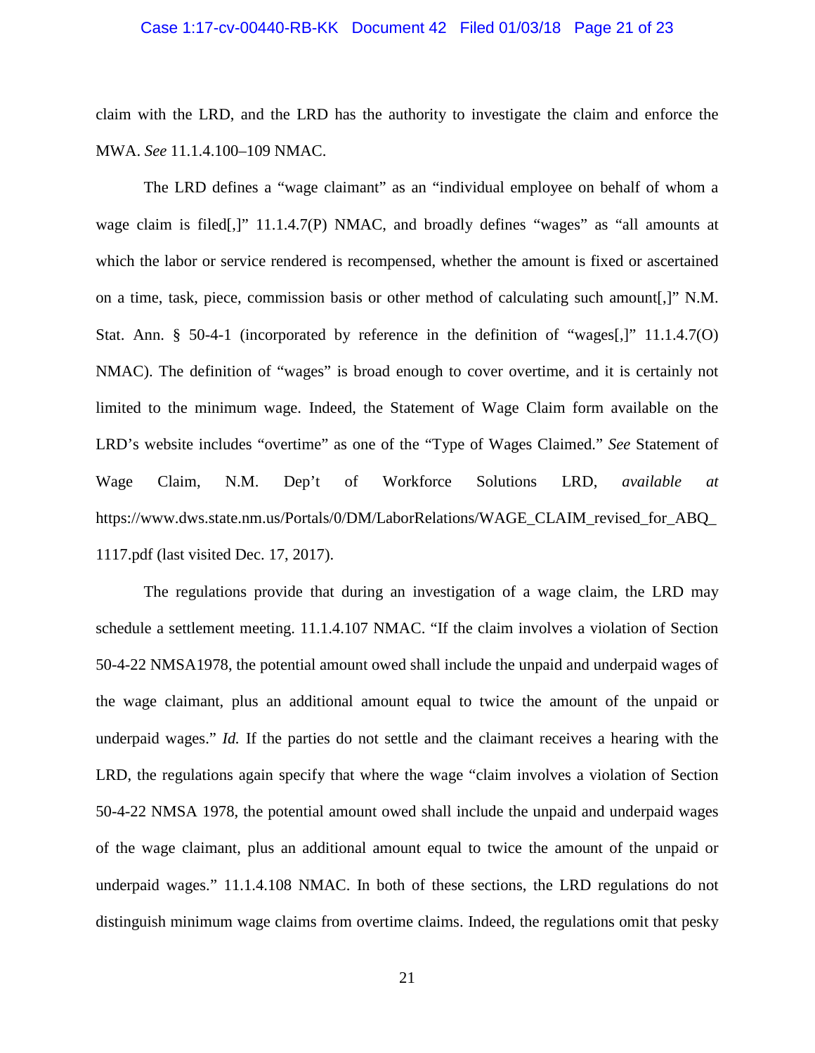claim with the LRD, and the LRD has the authority to investigate the claim and enforce the MWA. *See* 11.1.4.100–109 NMAC.

The LRD defines a "wage claimant" as an "individual employee on behalf of whom a wage claim is filed[,]" 11.1.4.7(P) NMAC, and broadly defines "wages" as "all amounts at which the labor or service rendered is recompensed, whether the amount is fixed or ascertained on a time, task, piece, commission basis or other method of calculating such amount[,]" N.M. Stat. Ann. § 50-4-1 (incorporated by reference in the definition of "wages[,]" 11.1.4.7(O) NMAC). The definition of "wages" is broad enough to cover overtime, and it is certainly not limited to the minimum wage. Indeed, the Statement of Wage Claim form available on the LRD's website includes "overtime" as one of the "Type of Wages Claimed." *See* Statement of Wage Claim, N.M. Dep't of Workforce Solutions LRD, *available at* https://www.dws.state.nm.us/Portals/0/DM/LaborRelations/WAGE_CLAIM_revised_for_ABQ_1117.pdf (last visited Dec. 17, 2017).

The regulations provide that during an investigation of a wage claim, the LRD may schedule a settlement meeting. 11.1.4.107 NMAC. "If the claim involves a violation of Section 50-4-22 NMSA1978, the potential amount owed shall include the unpaid and underpaid wages of the wage claimant, plus an additional amount equal to twice the amount of the unpaid or underpaid wages." *Id.* If the parties do not settle and the claimant receives a hearing with the LRD, the regulations again specify that where the wage "claim involves a violation of Section 50-4-22 NMSA 1978, the potential amount owed shall include the unpaid and underpaid wages of the wage claimant, plus an additional amount equal to twice the amount of the unpaid or underpaid wages." 11.1.4.108 NMAC. In both of these sections, the LRD regulations do not distinguish minimum wage claims from overtime claims. Indeed, the regulations omit that pesky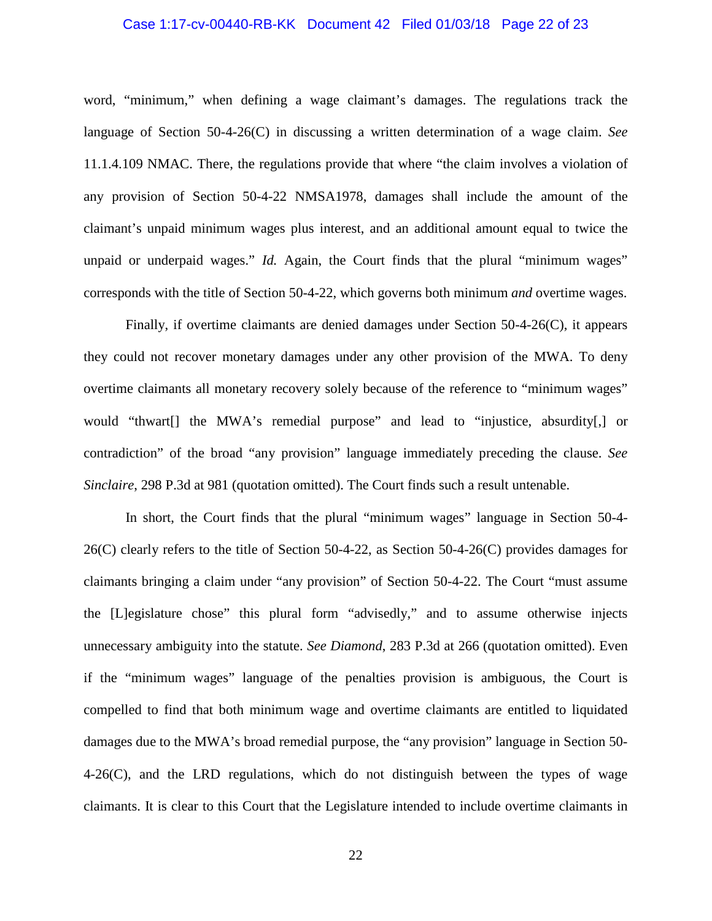word, "minimum," when defining a wage claimant's damages. The regulations track the language of Section 50-4-26(C) in discussing a written determination of a wage claim. *See* 11.1.4.109 NMAC. There, the regulations provide that where "the claim involves a violation of any provision of Section 50-4-22 NMSA1978, damages shall include the amount of the claimant's unpaid minimum wages plus interest, and an additional amount equal to twice the unpaid or underpaid wages." *Id.* Again, the Court finds that the plural "minimum wages" corresponds with the title of Section 50-4-22, which governs both minimum *and* overtime wages.

Finally, if overtime claimants are denied damages under Section 50-4-26(C), it appears they could not recover monetary damages under any other provision of the MWA. To deny overtime claimants all monetary recovery solely because of the reference to "minimum wages" would "thwart[] the MWA's remedial purpose" and lead to "injustice, absurdity[,] or contradiction" of the broad "any provision" language immediately preceding the clause. *See Sinclaire*, 298 P.3d at 981 (quotation omitted). The Court finds such a result untenable.

In short, the Court finds that the plural "minimum wages" language in Section 50-4-26(C) clearly refers to the title of Section 50-4-22, as Section 50-4-26(C) provides damages for claimants bringing a claim under "any provision" of Section 50-4-22. The Court "must assume the [L]egislature chose" this plural form "advisedly," and to assume otherwise injects unnecessary ambiguity into the statute. *See Diamond*, 283 P.3d at 266 (quotation omitted). Even if the "minimum wages" language of the penalties provision is ambiguous, the Court is compelled to find that both minimum wage and overtime claimants are entitled to liquidated damages due to the MWA's broad remedial purpose, the "any provision" language in Section 50-4-26(C), and the LRD regulations, which do not distinguish between the types of wage claimants. It is clear to this Court that the Legislature intended to include overtime claimants in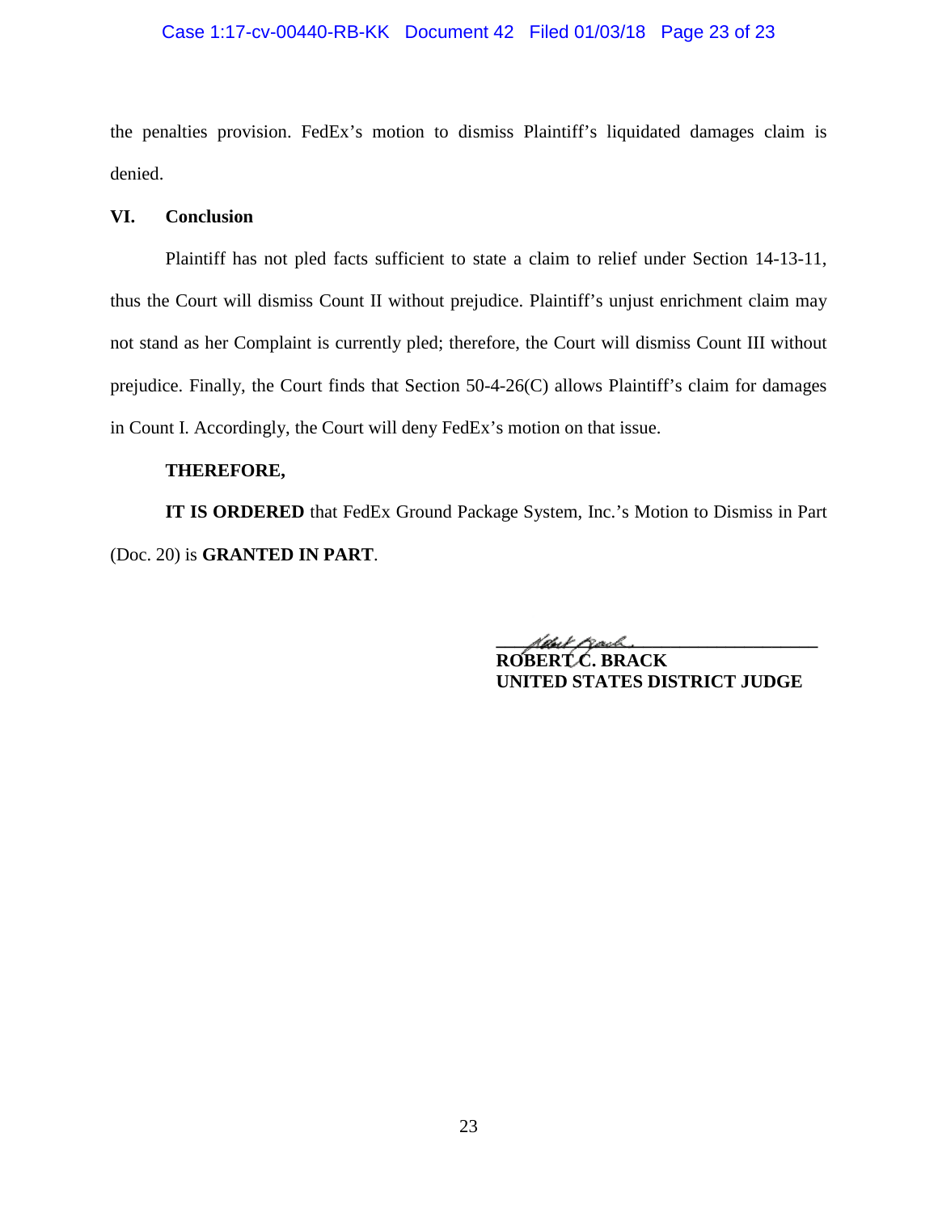the penalties provision. FedEx's motion to dismiss Plaintiff's liquidated damages claim is denied.

## VI. Conclusion

Plaintiff has not pled facts sufficient to state a claim to relief under Section 14-13-11, thus the Court will dismiss Count II without prejudice. Plaintiff's unjust enrichment claim may not stand as her Complaint is currently pled; therefore, the Court will dismiss Count III without prejudice. Finally, the Court finds that Section 50-4-26(C) allows Plaintiff's claim for damages in Count I. Accordingly, the Court will deny FedEx's motion on that issue.

**THEREFORE,**

**IT IS ORDERED** that FedEx Ground Package System, Inc.'s Motion to Dismiss in Part (Doc. 20) is **GRANTED IN PART**.

**ROBERT C. BRACK**
**UNITED STATES DISTRICT JUDGE**